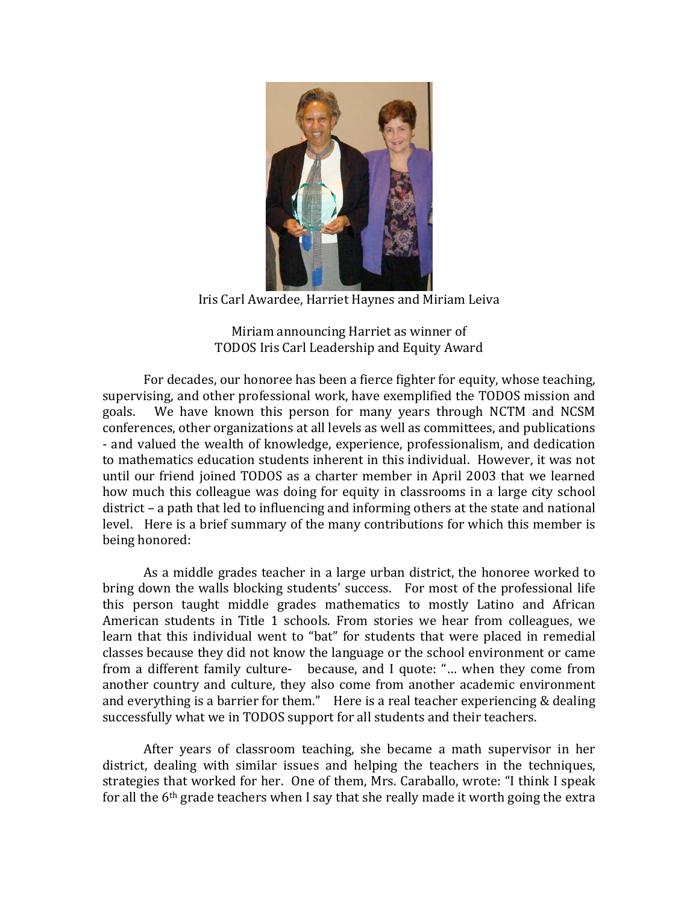Iris Carl Awardee, Harriet Haynes and Miriam Leiva

Miriam announcing Harriet as winner of
TODOS Iris Carl Leadership and Equity Award

For decades, our honoree has been a fierce fighter for equity, whose teaching, supervising, and other professional work, have exemplified the TODOS mission and goals. We have known this person for many years through NCTM and NCSM conferences, other organizations at all levels as well as committees, and publications - and valued the wealth of knowledge, experience, professionalism, and dedication to mathematics education students inherent in this individual. However, it was not until our friend joined TODOS as a charter member in April 2003 that we learned how much this colleague was doing for equity in classrooms in a large city school district – a path that led to influencing and informing others at the state and national level. Here is a brief summary of the many contributions for which this member is being honored:

As a middle grades teacher in a large urban district, the honoree worked to bring down the walls blocking students' success. For most of the professional life this person taught middle grades mathematics to mostly Latino and African American students in Title 1 schools. From stories we hear from colleagues, we learn that this individual went to "bat" for students that were placed in remedial classes because they did not know the language or the school environment or came from a different family culture- because, and I quote: "… when they come from another country and culture, they also come from another academic environment and everything is a barrier for them." Here is a real teacher experiencing & dealing successfully what we in TODOS support for all students and their teachers.

After years of classroom teaching, she became a math supervisor in her district, dealing with similar issues and helping the teachers in the techniques, strategies that worked for her. One of them, Mrs. Caraballo, wrote: "I think I speak for all the 6th grade teachers when I say that she really made it worth going the extra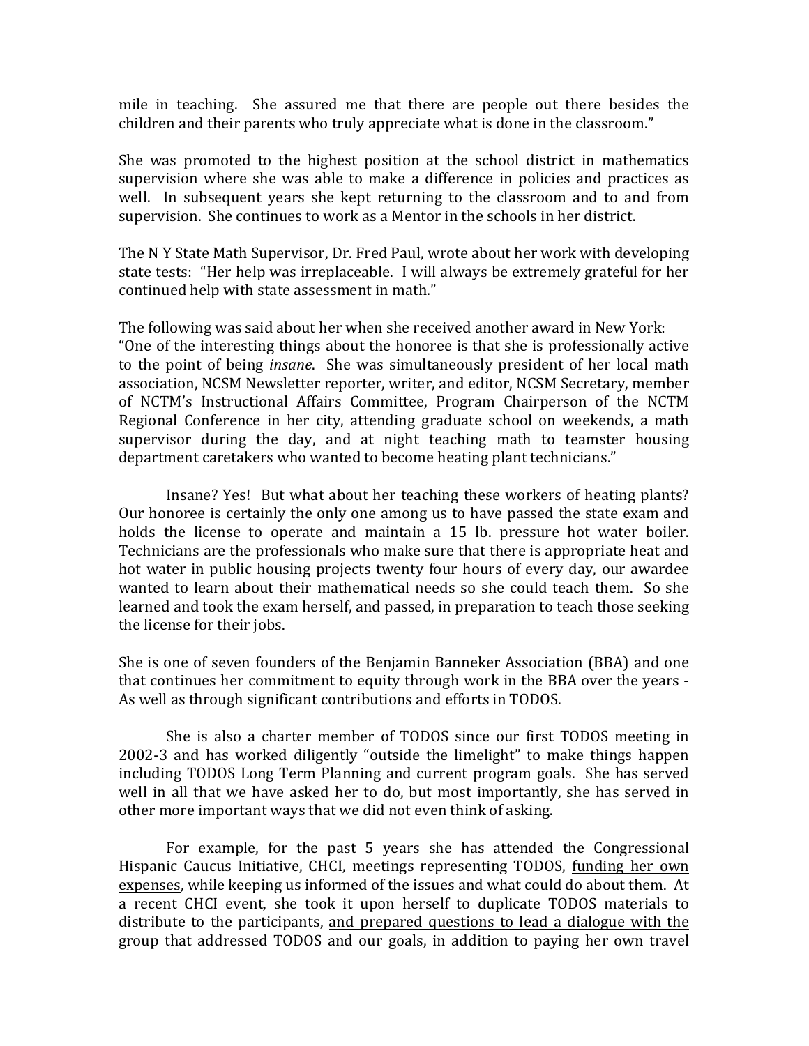mile in teaching. She assured me that there are people out there besides the children and their parents who truly appreciate what is done in the classroom."

She was promoted to the highest position at the school district in mathematics supervision where she was able to make a difference in policies and practices as well. In subsequent years she kept returning to the classroom and to and from supervision. She continues to work as a Mentor in the schools in her district.

The N Y State Math Supervisor, Dr. Fred Paul, wrote about her work with developing state tests: "Her help was irreplaceable. I will always be extremely grateful for her continued help with state assessment in math."

The following was said about her when she received another award in New York:
"One of the interesting things about the honoree is that she is professionally active to the point of being *insane*. She was simultaneously president of her local math association, NCSM Newsletter reporter, writer, and editor, NCSM Secretary, member of NCTM's Instructional Affairs Committee, Program Chairperson of the NCTM Regional Conference in her city, attending graduate school on weekends, a math supervisor during the day, and at night teaching math to teamster housing department caretakers who wanted to become heating plant technicians."

Insane? Yes! But what about her teaching these workers of heating plants? Our honoree is certainly the only one among us to have passed the state exam and holds the license to operate and maintain a 15 lb. pressure hot water boiler. Technicians are the professionals who make sure that there is appropriate heat and hot water in public housing projects twenty four hours of every day, our awardee wanted to learn about their mathematical needs so she could teach them. So she learned and took the exam herself, and passed, in preparation to teach those seeking the license for their jobs.

She is one of seven founders of the Benjamin Banneker Association (BBA) and one that continues her commitment to equity through work in the BBA over the years - As well as through significant contributions and efforts in TODOS.

She is also a charter member of TODOS since our first TODOS meeting in 2002-3 and has worked diligently "outside the limelight" to make things happen including TODOS Long Term Planning and current program goals. She has served well in all that we have asked her to do, but most importantly, she has served in other more important ways that we did not even think of asking.

For example, for the past 5 years she has attended the Congressional Hispanic Caucus Initiative, CHCI, meetings representing TODOS, <u>funding her own expenses</u>, while keeping us informed of the issues and what could do about them. At a recent CHCI event, she took it upon herself to duplicate TODOS materials to distribute to the participants, <u>and prepared questions to lead a dialogue with the group that addressed TODOS and our goals</u>, in addition to paying her own travel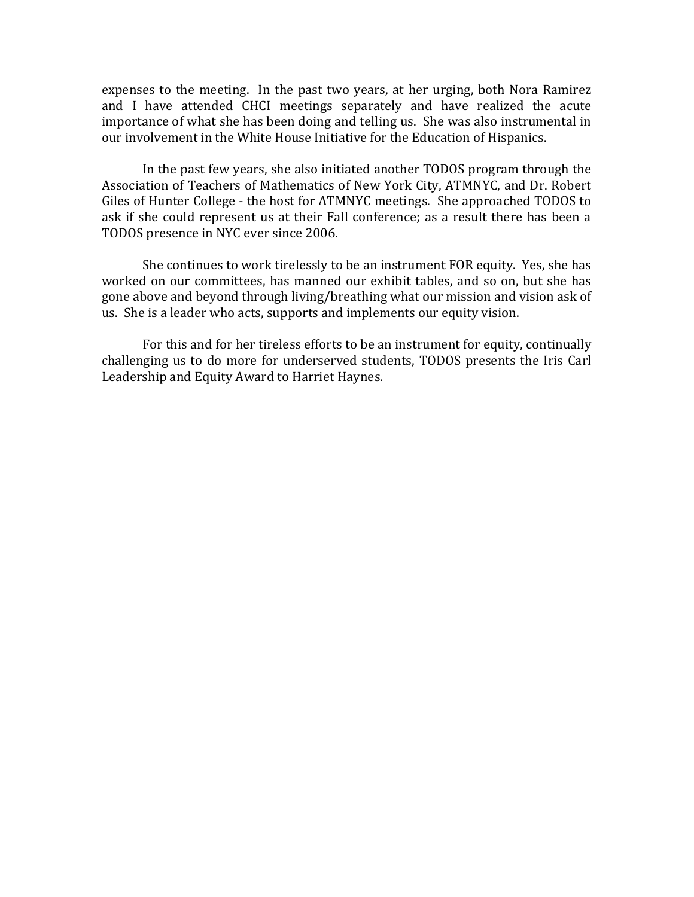expenses to the meeting. In the past two years, at her urging, both Nora Ramirez and I have attended CHCI meetings separately and have realized the acute importance of what she has been doing and telling us. She was also instrumental in our involvement in the White House Initiative for the Education of Hispanics.

In the past few years, she also initiated another TODOS program through the Association of Teachers of Mathematics of New York City, ATMNYC, and Dr. Robert Giles of Hunter College - the host for ATMNYC meetings. She approached TODOS to ask if she could represent us at their Fall conference; as a result there has been a TODOS presence in NYC ever since 2006.

She continues to work tirelessly to be an instrument FOR equity. Yes, she has worked on our committees, has manned our exhibit tables, and so on, but she has gone above and beyond through living/breathing what our mission and vision ask of us. She is a leader who acts, supports and implements our equity vision.

For this and for her tireless efforts to be an instrument for equity, continually challenging us to do more for underserved students, TODOS presents the Iris Carl Leadership and Equity Award to Harriet Haynes.